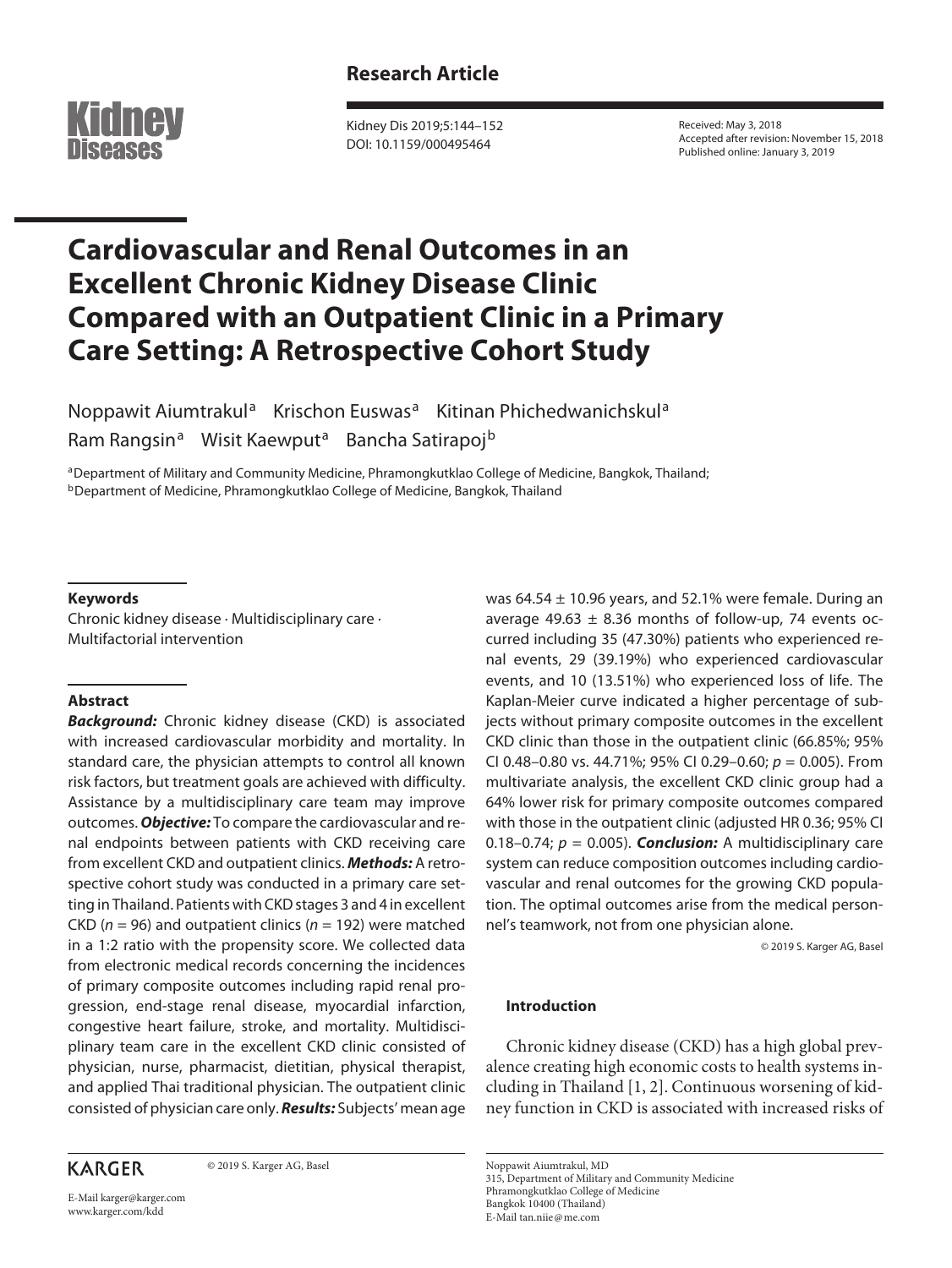Research Article

Kidney Dis 2019;5:144–152
DOI: 10.1159/000495464

Received: May 3, 2018
Accepted after revision: November 15, 2018
Published online: January 3, 2019

# Cardiovascular and Renal Outcomes in an Excellent Chronic Kidney Disease Clinic Compared with an Outpatient Clinic in a Primary Care Setting: A Retrospective Cohort Study

Noppawit Aiumtrakul[a] Krischon Euswas[a] Kitinan Phichedwanichskul[a] Ram Rangsin[a] Wisit Kaewput[a] Bancha Satirapoj[b]

[a]Department of Military and Community Medicine, Phramongkutklao College of Medicine, Bangkok, Thailand; [b]Department of Medicine, Phramongkutklao College of Medicine, Bangkok, Thailand

## Keywords

Chronic kidney disease · Multidisciplinary care · Multifactorial intervention

## Abstract

***Background:*** Chronic kidney disease (CKD) is associated with increased cardiovascular morbidity and mortality. In standard care, the physician attempts to control all known risk factors, but treatment goals are achieved with difficulty. Assistance by a multidisciplinary care team may improve outcomes. ***Objective:*** To compare the cardiovascular and renal endpoints between patients with CKD receiving care from excellent CKD and outpatient clinics. ***Methods:*** A retrospective cohort study was conducted in a primary care setting in Thailand. Patients with CKD stages 3 and 4 in excellent CKD ($n$ = 96) and outpatient clinics ($n$ = 192) were matched in a 1:2 ratio with the propensity score. We collected data from electronic medical records concerning the incidences of primary composite outcomes including rapid renal progression, end-stage renal disease, myocardial infarction, congestive heart failure, stroke, and mortality. Multidisciplinary team care in the excellent CKD clinic consisted of physician, nurse, pharmacist, dietitian, physical therapist, and applied Thai traditional physician. The outpatient clinic consisted of physician care only. ***Results:*** Subjects' mean age was 64.54 ± 10.96 years, and 52.1% were female. During an average 49.63 ± 8.36 months of follow-up, 74 events occurred including 35 (47.30%) patients who experienced renal events, 29 (39.19%) who experienced cardiovascular events, and 10 (13.51%) who experienced loss of life. The Kaplan-Meier curve indicated a higher percentage of subjects without primary composite outcomes in the excellent CKD clinic than those in the outpatient clinic (66.85%; 95% CI 0.48–0.80 vs. 44.71%; 95% CI 0.29–0.60; $p$ = 0.005). From multivariate analysis, the excellent CKD clinic group had a 64% lower risk for primary composite outcomes compared with those in the outpatient clinic (adjusted HR 0.36; 95% CI 0.18–0.74; $p$ = 0.005). ***Conclusion:*** A multidisciplinary care system can reduce composition outcomes including cardiovascular and renal outcomes for the growing CKD population. The optimal outcomes arise from the medical personnel's teamwork, not from one physician alone.

© 2019 S. Karger AG, Basel

## Introduction

Chronic kidney disease (CKD) has a high global prevalence creating high economic costs to health systems including in Thailand [1, 2]. Continuous worsening of kidney function in CKD is associated with increased risks of

KARGER

© 2019 S. Karger AG, Basel

E-Mail karger@karger.com
www.karger.com/kdd

Noppawit Aiumtrakul, MD
315, Department of Military and Community Medicine
Phramongkutklao College of Medicine
Bangkok 10400 (Thailand)
E-Mail tan.niie@me.com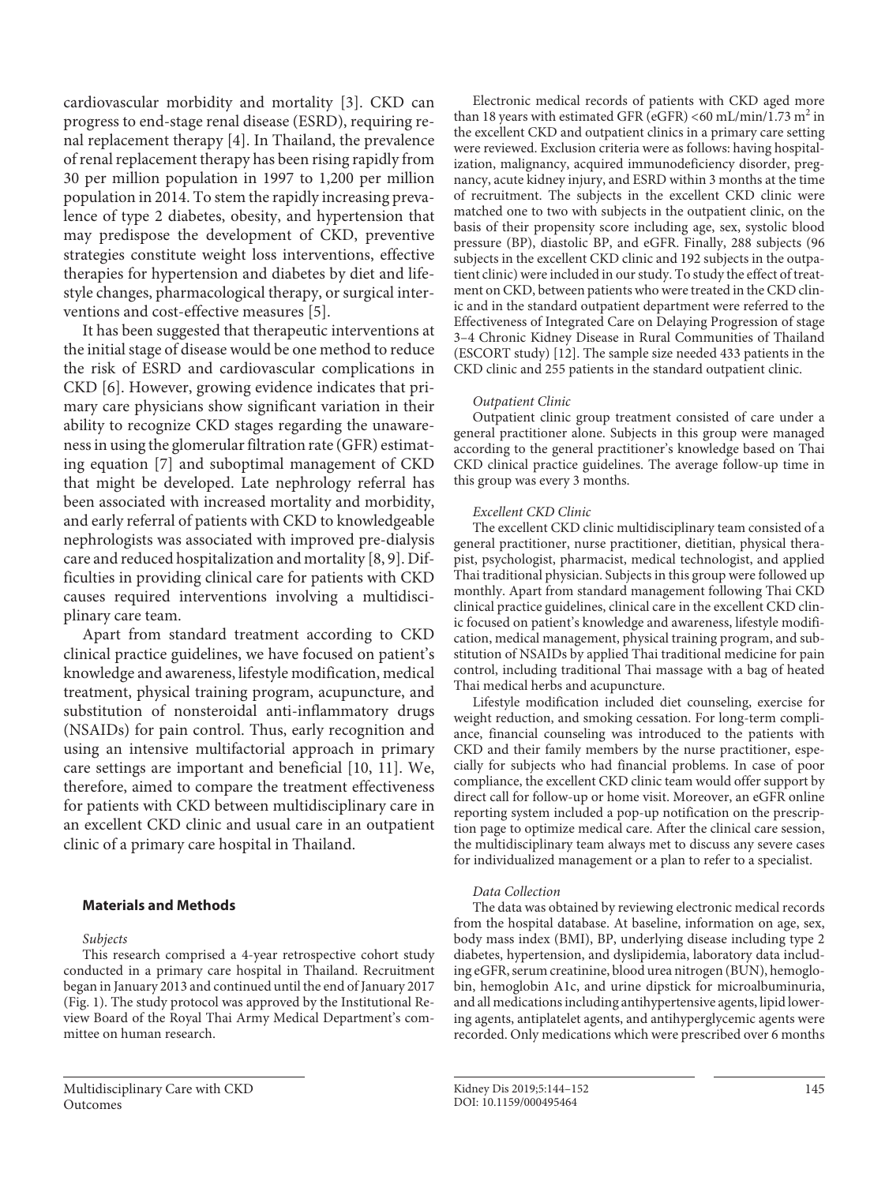cardiovascular morbidity and mortality [3]. CKD can progress to end-stage renal disease (ESRD), requiring renal replacement therapy [4]. In Thailand, the prevalence of renal replacement therapy has been rising rapidly from 30 per million population in 1997 to 1,200 per million population in 2014. To stem the rapidly increasing prevalence of type 2 diabetes, obesity, and hypertension that may predispose the development of CKD, preventive strategies constitute weight loss interventions, effective therapies for hypertension and diabetes by diet and lifestyle changes, pharmacological therapy, or surgical interventions and cost-effective measures [5].

It has been suggested that therapeutic interventions at the initial stage of disease would be one method to reduce the risk of ESRD and cardiovascular complications in CKD [6]. However, growing evidence indicates that primary care physicians show significant variation in their ability to recognize CKD stages regarding the unawareness in using the glomerular filtration rate (GFR) estimating equation [7] and suboptimal management of CKD that might be developed. Late nephrology referral has been associated with increased mortality and morbidity, and early referral of patients with CKD to knowledgeable nephrologists was associated with improved pre-dialysis care and reduced hospitalization and mortality [8, 9]. Difficulties in providing clinical care for patients with CKD causes required interventions involving a multidisciplinary care team.

Apart from standard treatment according to CKD clinical practice guidelines, we have focused on patient's knowledge and awareness, lifestyle modification, medical treatment, physical training program, acupuncture, and substitution of nonsteroidal anti-inflammatory drugs (NSAIDs) for pain control. Thus, early recognition and using an intensive multifactorial approach in primary care settings are important and beneficial [10, 11]. We, therefore, aimed to compare the treatment effectiveness for patients with CKD between multidisciplinary care in an excellent CKD clinic and usual care in an outpatient clinic of a primary care hospital in Thailand.

## Materials and Methods

*Subjects*

This research comprised a 4-year retrospective cohort study conducted in a primary care hospital in Thailand. Recruitment began in January 2013 and continued until the end of January 2017 (Fig. 1). The study protocol was approved by the Institutional Review Board of the Royal Thai Army Medical Department's committee on human research.

Electronic medical records of patients with CKD aged more than 18 years with estimated GFR (eGFR) <60 mL/min/1.73 $m^2$ in the excellent CKD and outpatient clinics in a primary care setting were reviewed. Exclusion criteria were as follows: having hospitalization, malignancy, acquired immunodeficiency disorder, pregnancy, acute kidney injury, and ESRD within 3 months at the time of recruitment. The subjects in the excellent CKD clinic were matched one to two with subjects in the outpatient clinic, on the basis of their propensity score including age, sex, systolic blood pressure (BP), diastolic BP, and eGFR. Finally, 288 subjects (96 subjects in the excellent CKD clinic and 192 subjects in the outpatient clinic) were included in our study. To study the effect of treatment on CKD, between patients who were treated in the CKD clinic and in the standard outpatient department were referred to the Effectiveness of Integrated Care on Delaying Progression of stage 3–4 Chronic Kidney Disease in Rural Communities of Thailand (ESCORT study) [12]. The sample size needed 433 patients in the CKD clinic and 255 patients in the standard outpatient clinic.

*Outpatient Clinic*

Outpatient clinic group treatment consisted of care under a general practitioner alone. Subjects in this group were managed according to the general practitioner's knowledge based on Thai CKD clinical practice guidelines. The average follow-up time in this group was every 3 months.

*Excellent CKD Clinic*

The excellent CKD clinic multidisciplinary team consisted of a general practitioner, nurse practitioner, dietitian, physical therapist, psychologist, pharmacist, medical technologist, and applied Thai traditional physician. Subjects in this group were followed up monthly. Apart from standard management following Thai CKD clinical practice guidelines, clinical care in the excellent CKD clinic focused on patient's knowledge and awareness, lifestyle modification, medical management, physical training program, and substitution of NSAIDs by applied Thai traditional medicine for pain control, including traditional Thai massage with a bag of heated Thai medical herbs and acupuncture.

Lifestyle modification included diet counseling, exercise for weight reduction, and smoking cessation. For long-term compliance, financial counseling was introduced to the patients with CKD and their family members by the nurse practitioner, especially for subjects who had financial problems. In case of poor compliance, the excellent CKD clinic team would offer support by direct call for follow-up or home visit. Moreover, an eGFR online reporting system included a pop-up notification on the prescription page to optimize medical care. After the clinical care session, the multidisciplinary team always met to discuss any severe cases for individualized management or a plan to refer to a specialist.

*Data Collection*

The data was obtained by reviewing electronic medical records from the hospital database. At baseline, information on age, sex, body mass index (BMI), BP, underlying disease including type 2 diabetes, hypertension, and dyslipidemia, laboratory data including eGFR, serum creatinine, blood urea nitrogen (BUN), hemoglobin, hemoglobin A1c, and urine dipstick for microalbuminuria, and all medications including antihypertensive agents, lipid lowering agents, antiplatelet agents, and antihyperglycemic agents were recorded. Only medications which were prescribed over 6 months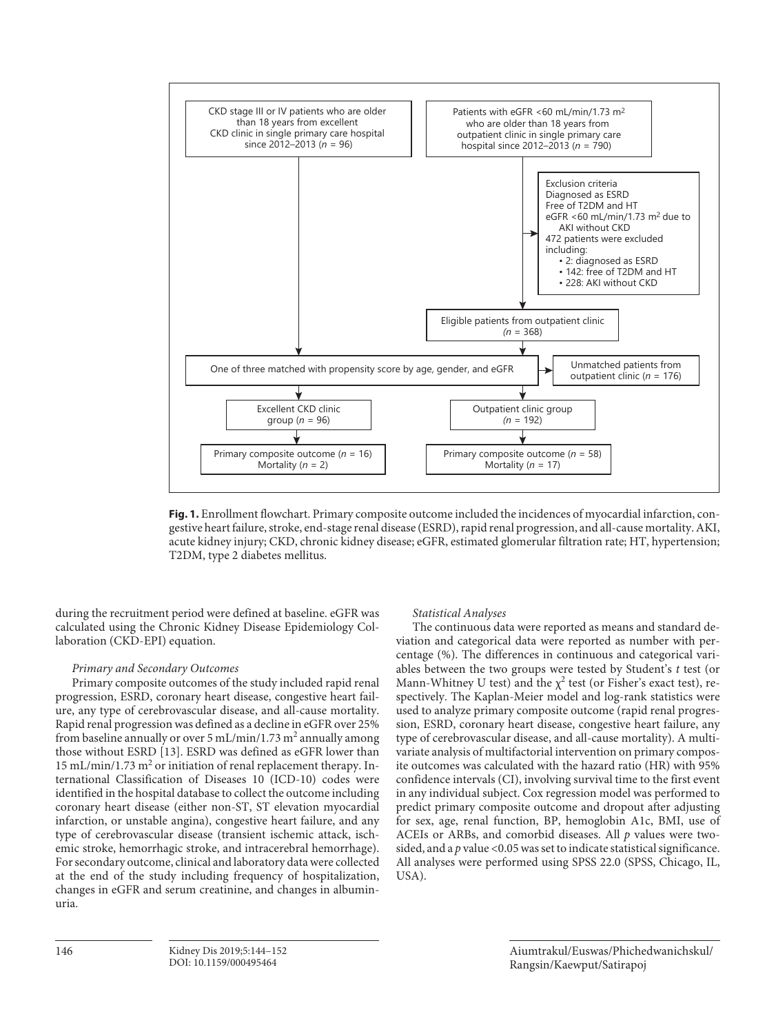CKD stage III or IV patients who are older than 18 years from excellent CKD clinic in single primary care hospital since 2012–2013 (*n* = 96)

Patients with eGFR <60 mL/min/1.73 m$^2$ who are older than 18 years from outpatient clinic in single primary care hospital since 2012–2013 (*n* = 790)

Exclusion criteria
Diagnosed as ESRD
Free of T2DM and HT
eGFR <60 mL/min/1.73 m$^2$ due to AKI without CKD
472 patients were excluded including:
- 2: diagnosed as ESRD
- 142: free of T2DM and HT
- 228: AKI without CKD

Eligible patients from outpatient clinic (*n* = 368)

One of three matched with propensity score by age, gender, and eGFR

Unmatched patients from outpatient clinic (*n* = 176)

Excellent CKD clinic group (*n* = 96)

Outpatient clinic group (*n* = 192)

Primary composite outcome (*n* = 16)
Mortality (*n* = 2)

Primary composite outcome (*n* = 58)
Mortality (*n* = 17)

**Fig. 1.** Enrollment flowchart. Primary composite outcome included the incidences of myocardial infarction, congestive heart failure, stroke, end-stage renal disease (ESRD), rapid renal progression, and all-cause mortality. AKI, acute kidney injury; CKD, chronic kidney disease; eGFR, estimated glomerular filtration rate; HT, hypertension; T2DM, type 2 diabetes mellitus.

during the recruitment period were defined at baseline. eGFR was calculated using the Chronic Kidney Disease Epidemiology Collaboration (CKD-EPI) equation.

*Primary and Secondary Outcomes*

Primary composite outcomes of the study included rapid renal progression, ESRD, coronary heart disease, congestive heart failure, any type of cerebrovascular disease, and all-cause mortality. Rapid renal progression was defined as a decline in eGFR over 25% from baseline annually or over 5 mL/min/1.73 m$^2$ annually among those without ESRD [13]. ESRD was defined as eGFR lower than 15 mL/min/1.73 m$^2$ or initiation of renal replacement therapy. International Classification of Diseases 10 (ICD-10) codes were identified in the hospital database to collect the outcome including coronary heart disease (either non-ST, ST elevation myocardial infarction, or unstable angina), congestive heart failure, and any type of cerebrovascular disease (transient ischemic attack, ischemic stroke, hemorrhagic stroke, and intracerebral hemorrhage). For secondary outcome, clinical and laboratory data were collected at the end of the study including frequency of hospitalization, changes in eGFR and serum creatinine, and changes in albuminuria.

*Statistical Analyses*

The continuous data were reported as means and standard deviation and categorical data were reported as number with percentage (%). The differences in continuous and categorical variables between the two groups were tested by Student's *t* test (or Mann-Whitney U test) and the $\chi^2$ test (or Fisher's exact test), respectively. The Kaplan-Meier model and log-rank statistics were used to analyze primary composite outcome (rapid renal progression, ESRD, coronary heart disease, congestive heart failure, any type of cerebrovascular disease, and all-cause mortality). A multivariate analysis of multifactorial intervention on primary composite outcomes was calculated with the hazard ratio (HR) with 95% confidence intervals (CI), involving survival time to the first event in any individual subject. Cox regression model was performed to predict primary composite outcome and dropout after adjusting for sex, age, renal function, BP, hemoglobin A1c, BMI, use of ACEIs or ARBs, and comorbid diseases. All *p* values were two-sided, and a *p* value <0.05 was set to indicate statistical significance. All analyses were performed using SPSS 22.0 (SPSS, Chicago, IL, USA).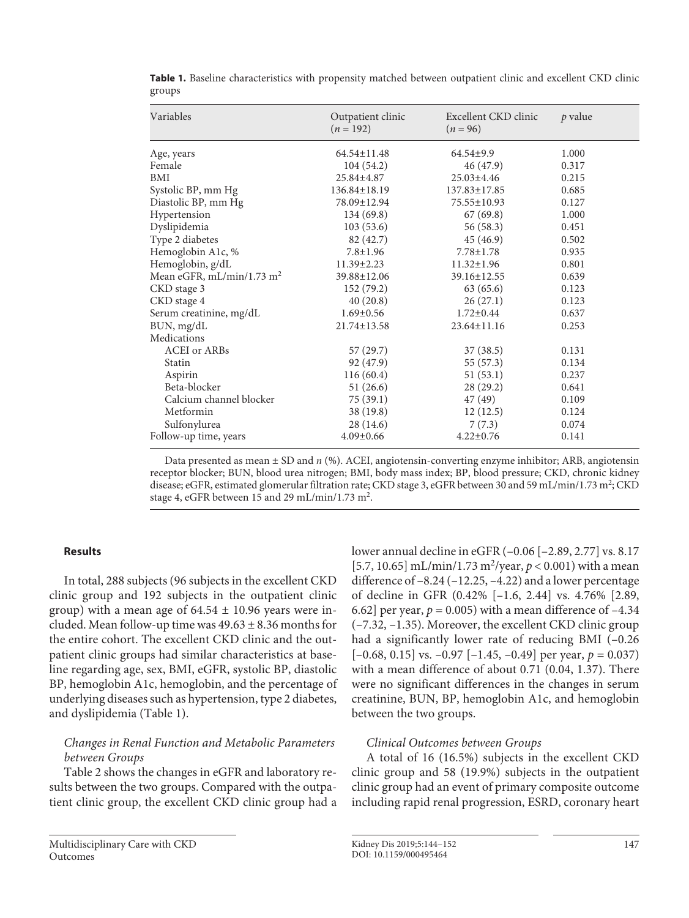**Table 1.** Baseline characteristics with propensity matched between outpatient clinic and excellent CKD clinic groups

| Variables | Outpatient clinic ($n$ = 192) | Excellent CKD clinic ($n$ = 96) | $p$ value |
|---|---|---|---|
| Age, years | 64.54±11.48 | 64.54±9.9 | 1.000 |
| Female | 104 (54.2) | 46 (47.9) | 0.317 |
| BMI | 25.84±4.87 | 25.03±4.46 | 0.215 |
| Systolic BP, mm Hg | 136.84±18.19 | 137.83±17.85 | 0.685 |
| Diastolic BP, mm Hg | 78.09±12.94 | 75.55±10.93 | 0.127 |
| Hypertension | 134 (69.8) | 67 (69.8) | 1.000 |
| Dyslipidemia | 103 (53.6) | 56 (58.3) | 0.451 |
| Type 2 diabetes | 82 (42.7) | 45 (46.9) | 0.502 |
| Hemoglobin A1c, % | 7.8±1.96 | 7.78±1.78 | 0.935 |
| Hemoglobin, g/dL | 11.39±2.23 | 11.32±1.96 | 0.801 |
| Mean eGFR, mL/min/1.73 m$^2$ | 39.88±12.06 | 39.16±12.55 | 0.639 |
| CKD stage 3 | 152 (79.2) | 63 (65.6) | 0.123 |
| CKD stage 4 | 40 (20.8) | 26 (27.1) | 0.123 |
| Serum creatinine, mg/dL | 1.69±0.56 | 1.72±0.44 | 0.637 |
| BUN, mg/dL | 21.74±13.58 | 23.64±11.16 | 0.253 |
| Medications | | | |
| ACEI or ARBs | 57 (29.7) | 37 (38.5) | 0.131 |
| Statin | 92 (47.9) | 55 (57.3) | 0.134 |
| Aspirin | 116 (60.4) | 51 (53.1) | 0.237 |
| Beta-blocker | 51 (26.6) | 28 (29.2) | 0.641 |
| Calcium channel blocker | 75 (39.1) | 47 (49) | 0.109 |
| Metformin | 38 (19.8) | 12 (12.5) | 0.124 |
| Sulfonylurea | 28 (14.6) | 7 (7.3) | 0.074 |
| Follow-up time, years | 4.09±0.66 | 4.22±0.76 | 0.141 |

Data presented as mean ± SD and $n$ (%). ACEI, angiotensin-converting enzyme inhibitor; ARB, angiotensin receptor blocker; BUN, blood urea nitrogen; BMI, body mass index; BP, blood pressure; CKD, chronic kidney disease; eGFR, estimated glomerular filtration rate; CKD stage 3, eGFR between 30 and 59 mL/min/1.73 m$^2$; CKD stage 4, eGFR between 15 and 29 mL/min/1.73 m$^2$.

## Results

In total, 288 subjects (96 subjects in the excellent CKD clinic group and 192 subjects in the outpatient clinic group) with a mean age of 64.54 ± 10.96 years were included. Mean follow-up time was 49.63 ± 8.36 months for the entire cohort. The excellent CKD clinic and the outpatient clinic groups had similar characteristics at baseline regarding age, sex, BMI, eGFR, systolic BP, diastolic BP, hemoglobin A1c, hemoglobin, and the percentage of underlying diseases such as hypertension, type 2 diabetes, and dyslipidemia (Table 1).

### *Changes in Renal Function and Metabolic Parameters between Groups*

Table 2 shows the changes in eGFR and laboratory results between the two groups. Compared with the outpatient clinic group, the excellent CKD clinic group had a lower annual decline in eGFR (–0.06 [–2.89, 2.77] vs. 8.17 [5.7, 10.65] mL/min/1.73 m$^2$/year, $p < 0.001$) with a mean difference of –8.24 (–12.25, –4.22) and a lower percentage of decline in GFR (0.42% [–1.6, 2.44] vs. 4.76% [2.89, 6.62] per year, $p = 0.005$) with a mean difference of –4.34 (–7.32, –1.35). Moreover, the excellent CKD clinic group had a significantly lower rate of reducing BMI (–0.26 [–0.68, 0.15] vs. –0.97 [–1.45, –0.49] per year, $p = 0.037$) with a mean difference of about 0.71 (0.04, 1.37). There were no significant differences in the changes in serum creatinine, BUN, BP, hemoglobin A1c, and hemoglobin between the two groups.

### *Clinical Outcomes between Groups*

A total of 16 (16.5%) subjects in the excellent CKD clinic group and 58 (19.9%) subjects in the outpatient clinic group had an event of primary composite outcome including rapid renal progression, ESRD, coronary heart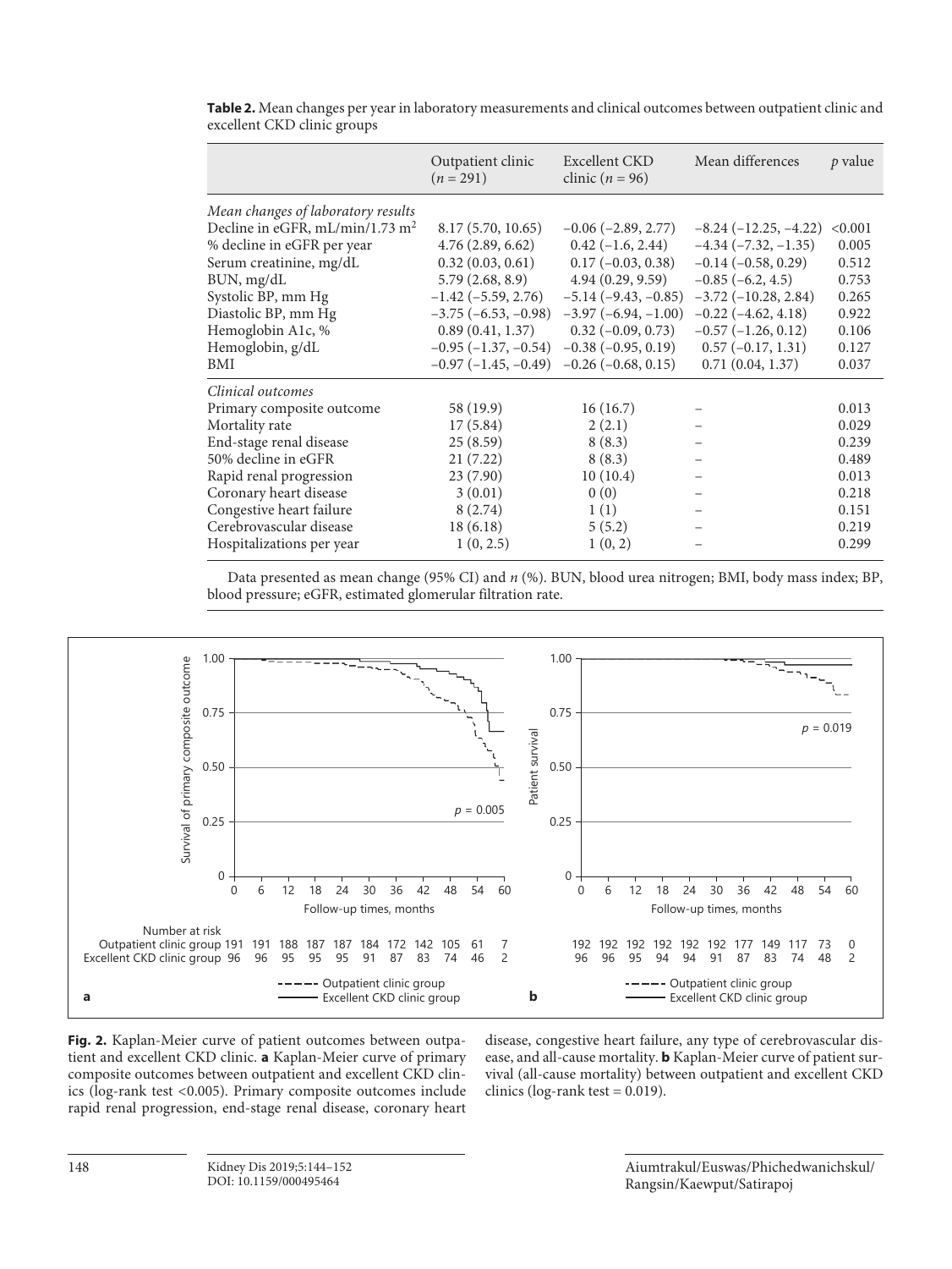**Table 2.** Mean changes per year in laboratory measurements and clinical outcomes between outpatient clinic and excellent CKD clinic groups

| | Outpatient clinic ($n$ = 291) | Excellent CKD clinic ($n$ = 96) | Mean differences | $p$ value |
|---|---|---|---|---|
| *Mean changes of laboratory results* | | | | |
| Decline in eGFR, mL/min/1.73 m$^2$ | 8.17 (5.70, 10.65) | –0.06 (–2.89, 2.77) | –8.24 (–12.25, –4.22) | <0.001 |
| % decline in eGFR per year | 4.76 (2.89, 6.62) | 0.42 (–1.6, 2.44) | –4.34 (–7.32, –1.35) | 0.005 |
| Serum creatinine, mg/dL | 0.32 (0.03, 0.61) | 0.17 (–0.03, 0.38) | –0.14 (–0.58, 0.29) | 0.512 |
| BUN, mg/dL | 5.79 (2.68, 8.9) | 4.94 (0.29, 9.59) | –0.85 (–6.2, 4.5) | 0.753 |
| Systolic BP, mm Hg | –1.42 (–5.59, 2.76) | –5.14 (–9.43, –0.85) | –3.72 (–10.28, 2.84) | 0.265 |
| Diastolic BP, mm Hg | –3.75 (–6.53, –0.98) | –3.97 (–6.94, –1.00) | –0.22 (–4.62, 4.18) | 0.922 |
| Hemoglobin A1c, % | 0.89 (0.41, 1.37) | 0.32 (–0.09, 0.73) | –0.57 (–1.26, 0.12) | 0.106 |
| Hemoglobin, g/dL | –0.95 (–1.37, –0.54) | –0.38 (–0.95, 0.19) | 0.57 (–0.17, 1.31) | 0.127 |
| BMI | –0.97 (–1.45, –0.49) | –0.26 (–0.68, 0.15) | 0.71 (0.04, 1.37) | 0.037 |
| *Clinical outcomes* | | | | |
| Primary composite outcome | 58 (19.9) | 16 (16.7) | – | 0.013 |
| Mortality rate | 17 (5.84) | 2 (2.1) | – | 0.029 |
| End-stage renal disease | 25 (8.59) | 8 (8.3) | – | 0.239 |
| 50% decline in eGFR | 21 (7.22) | 8 (8.3) | – | 0.489 |
| Rapid renal progression | 23 (7.90) | 10 (10.4) | – | 0.013 |
| Coronary heart disease | 3 (0.01) | 0 (0) | – | 0.218 |
| Congestive heart failure | 8 (2.74) | 1 (1) | – | 0.151 |
| Cerebrovascular disease | 18 (6.18) | 5 (5.2) | – | 0.219 |
| Hospitalizations per year | 1 (0, 2.5) | 1 (0, 2) | – | 0.299 |

Data presented as mean change (95% CI) and $n$ (%). BUN, blood urea nitrogen; BMI, body mass index; BP, blood pressure; eGFR, estimated glomerular filtration rate.

**Fig. 2.** Kaplan-Meier curve of patient outcomes between outpatient and excellent CKD clinic. **a** Kaplan-Meier curve of primary composite outcomes between outpatient and excellent CKD clinics (log-rank test <0.005). Primary composite outcomes include rapid renal progression, end-stage renal disease, coronary heart disease, congestive heart failure, any type of cerebrovascular disease, and all-cause mortality. **b** Kaplan-Meier curve of patient survival (all-cause mortality) between outpatient and excellent CKD clinics (log-rank test = 0.019).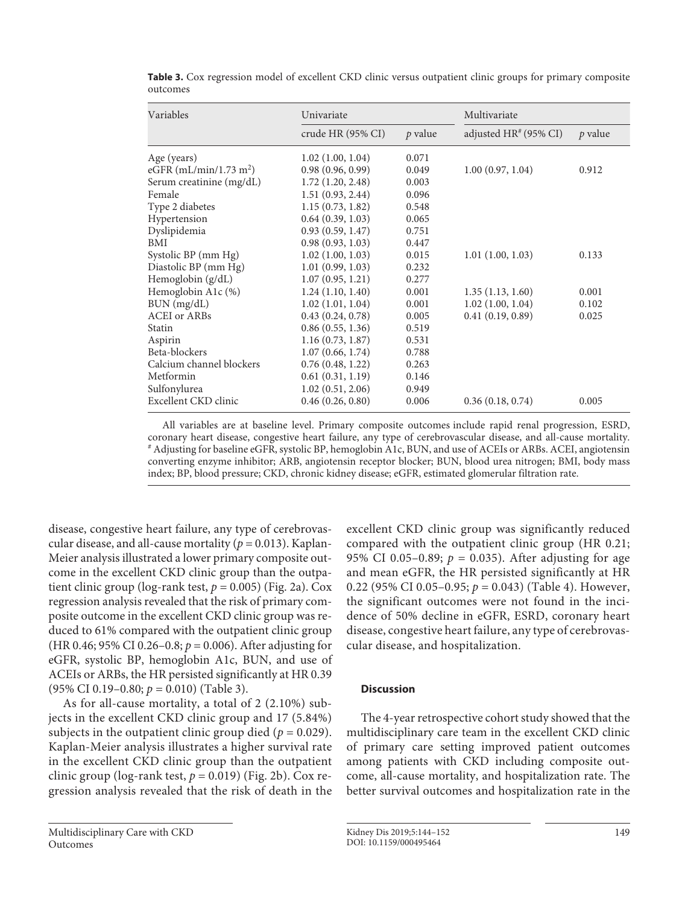**Table 3.** Cox regression model of excellent CKD clinic versus outpatient clinic groups for primary composite outcomes

| Variables | Univariate | | Multivariate | |
|---|---|---|---|---|
| | crude HR (95% CI) | *p* value | adjusted HR# (95% CI) | *p* value |
| Age (years) | 1.02 (1.00, 1.04) | 0.071 | | |
| eGFR (mL/min/1.73 $m^2$) | 0.98 (0.96, 0.99) | 0.049 | 1.00 (0.97, 1.04) | 0.912 |
| Serum creatinine (mg/dL) | 1.72 (1.20, 2.48) | 0.003 | | |
| Female | 1.51 (0.93, 2.44) | 0.096 | | |
| Type 2 diabetes | 1.15 (0.73, 1.82) | 0.548 | | |
| Hypertension | 0.64 (0.39, 1.03) | 0.065 | | |
| Dyslipidemia | 0.93 (0.59, 1.47) | 0.751 | | |
| BMI | 0.98 (0.93, 1.03) | 0.447 | | |
| Systolic BP (mm Hg) | 1.02 (1.00, 1.03) | 0.015 | 1.01 (1.00, 1.03) | 0.133 |
| Diastolic BP (mm Hg) | 1.01 (0.99, 1.03) | 0.232 | | |
| Hemoglobin (g/dL) | 1.07 (0.95, 1.21) | 0.277 | | |
| Hemoglobin A1c (%) | 1.24 (1.10, 1.40) | 0.001 | 1.35 (1.13, 1.60) | 0.001 |
| BUN (mg/dL) | 1.02 (1.01, 1.04) | 0.001 | 1.02 (1.00, 1.04) | 0.102 |
| ACEI or ARBs | 0.43 (0.24, 0.78) | 0.005 | 0.41 (0.19, 0.89) | 0.025 |
| Statin | 0.86 (0.55, 1.36) | 0.519 | | |
| Aspirin | 1.16 (0.73, 1.87) | 0.531 | | |
| Beta-blockers | 1.07 (0.66, 1.74) | 0.788 | | |
| Calcium channel blockers | 0.76 (0.48, 1.22) | 0.263 | | |
| Metformin | 0.61 (0.31, 1.19) | 0.146 | | |
| Sulfonylurea | 1.02 (0.51, 2.06) | 0.949 | | |
| Excellent CKD clinic | 0.46 (0.26, 0.80) | 0.006 | 0.36 (0.18, 0.74) | 0.005 |

All variables are at baseline level. Primary composite outcomes include rapid renal progression, ESRD, coronary heart disease, congestive heart failure, any type of cerebrovascular disease, and all-cause mortality. # Adjusting for baseline eGFR, systolic BP, hemoglobin A1c, BUN, and use of ACEIs or ARBs. ACEI, angiotensin converting enzyme inhibitor; ARB, angiotensin receptor blocker; BUN, blood urea nitrogen; BMI, body mass index; BP, blood pressure; CKD, chronic kidney disease; eGFR, estimated glomerular filtration rate.

disease, congestive heart failure, any type of cerebrovascular disease, and all-cause mortality ($p = 0.013$). Kaplan-Meier analysis illustrated a lower primary composite outcome in the excellent CKD clinic group than the outpatient clinic group (log-rank test, $p = 0.005$) (Fig. 2a). Cox regression analysis revealed that the risk of primary composite outcome in the excellent CKD clinic group was reduced to 61% compared with the outpatient clinic group (HR 0.46; 95% CI 0.26–0.8; $p = 0.006$). After adjusting for eGFR, systolic BP, hemoglobin A1c, BUN, and use of ACEIs or ARBs, the HR persisted significantly at HR 0.39 (95% CI 0.19–0.80; $p = 0.010$) (Table 3).

As for all-cause mortality, a total of 2 (2.10%) subjects in the excellent CKD clinic group and 17 (5.84%) subjects in the outpatient clinic group died ($p = 0.029$). Kaplan-Meier analysis illustrates a higher survival rate in the excellent CKD clinic group than the outpatient clinic group (log-rank test, $p = 0.019$) (Fig. 2b). Cox regression analysis revealed that the risk of death in the excellent CKD clinic group was significantly reduced compared with the outpatient clinic group (HR 0.21; 95% CI 0.05–0.89; $p = 0.035$). After adjusting for age and mean eGFR, the HR persisted significantly at HR 0.22 (95% CI 0.05–0.95; $p = 0.043$) (Table 4). However, the significant outcomes were not found in the incidence of 50% decline in eGFR, ESRD, coronary heart disease, congestive heart failure, any type of cerebrovascular disease, and hospitalization.

## Discussion

The 4-year retrospective cohort study showed that the multidisciplinary care team in the excellent CKD clinic of primary care setting improved patient outcomes among patients with CKD including composite outcome, all-cause mortality, and hospitalization rate. The better survival outcomes and hospitalization rate in the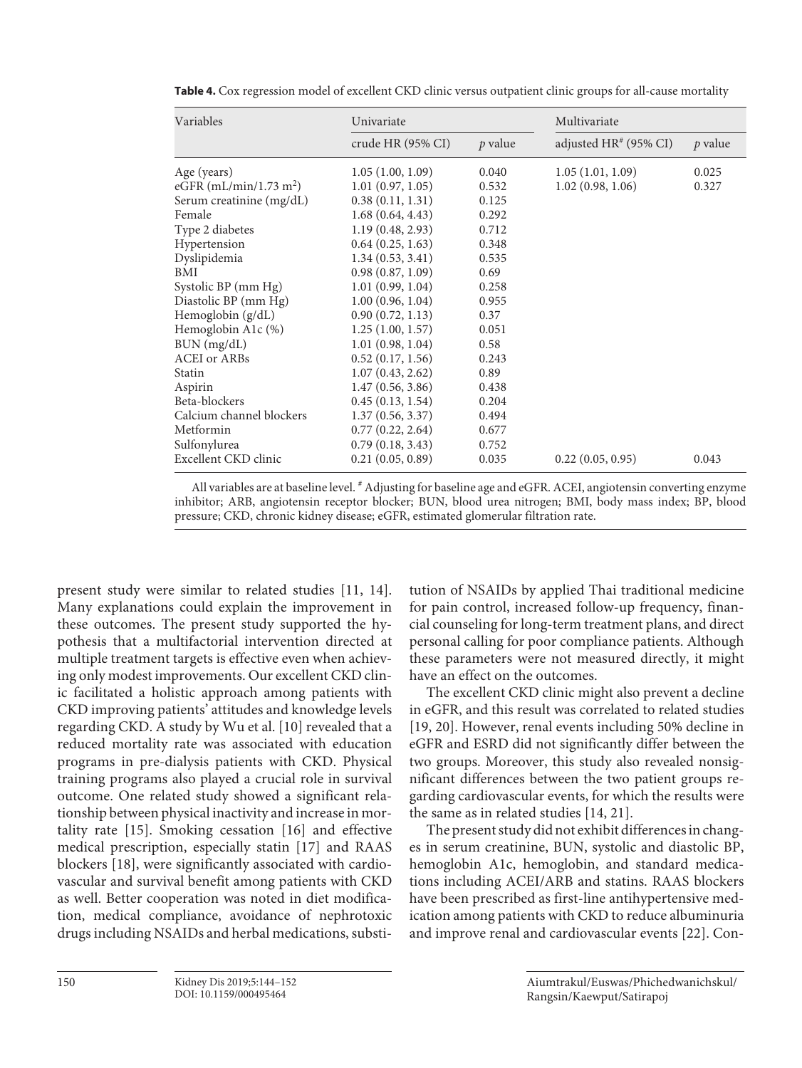**Table 4.** Cox regression model of excellent CKD clinic versus outpatient clinic groups for all-cause mortality

| Variables | Univariate | | Multivariate | |
|---|---|---|---|---|
| | crude HR (95% CI) | *p* value | adjusted HR[#] (95% CI) | *p* value |
| Age (years) | 1.05 (1.00, 1.09) | 0.040 | 1.05 (1.01, 1.09) | 0.025 |
| eGFR (mL/min/1.73 $m^2$) | 1.01 (0.97, 1.05) | 0.532 | 1.02 (0.98, 1.06) | 0.327 |
| Serum creatinine (mg/dL) | 0.38 (0.11, 1.31) | 0.125 | | |
| Female | 1.68 (0.64, 4.43) | 0.292 | | |
| Type 2 diabetes | 1.19 (0.48, 2.93) | 0.712 | | |
| Hypertension | 0.64 (0.25, 1.63) | 0.348 | | |
| Dyslipidemia | 1.34 (0.53, 3.41) | 0.535 | | |
| BMI | 0.98 (0.87, 1.09) | 0.69 | | |
| Systolic BP (mm Hg) | 1.01 (0.99, 1.04) | 0.258 | | |
| Diastolic BP (mm Hg) | 1.00 (0.96, 1.04) | 0.955 | | |
| Hemoglobin (g/dL) | 0.90 (0.72, 1.13) | 0.37 | | |
| Hemoglobin A1c (%) | 1.25 (1.00, 1.57) | 0.051 | | |
| BUN (mg/dL) | 1.01 (0.98, 1.04) | 0.58 | | |
| ACEI or ARBs | 0.52 (0.17, 1.56) | 0.243 | | |
| Statin | 1.07 (0.43, 2.62) | 0.89 | | |
| Aspirin | 1.47 (0.56, 3.86) | 0.438 | | |
| Beta-blockers | 0.45 (0.13, 1.54) | 0.204 | | |
| Calcium channel blockers | 1.37 (0.56, 3.37) | 0.494 | | |
| Metformin | 0.77 (0.22, 2.64) | 0.677 | | |
| Sulfonylurea | 0.79 (0.18, 3.43) | 0.752 | | |
| Excellent CKD clinic | 0.21 (0.05, 0.89) | 0.035 | 0.22 (0.05, 0.95) | 0.043 |

All variables are at baseline level. [#] Adjusting for baseline age and eGFR. ACEI, angiotensin converting enzyme inhibitor; ARB, angiotensin receptor blocker; BUN, blood urea nitrogen; BMI, body mass index; BP, blood pressure; CKD, chronic kidney disease; eGFR, estimated glomerular filtration rate.

present study were similar to related studies [11, 14]. Many explanations could explain the improvement in these outcomes. The present study supported the hypothesis that a multifactorial intervention directed at multiple treatment targets is effective even when achieving only modest improvements. Our excellent CKD clinic facilitated a holistic approach among patients with CKD improving patients' attitudes and knowledge levels regarding CKD. A study by Wu et al. [10] revealed that a reduced mortality rate was associated with education programs in pre-dialysis patients with CKD. Physical training programs also played a crucial role in survival outcome. One related study showed a significant relationship between physical inactivity and increase in mortality rate [15]. Smoking cessation [16] and effective medical prescription, especially statin [17] and RAAS blockers [18], were significantly associated with cardiovascular and survival benefit among patients with CKD as well. Better cooperation was noted in diet modification, medical compliance, avoidance of nephrotoxic drugs including NSAIDs and herbal medications, substitution of NSAIDs by applied Thai traditional medicine for pain control, increased follow-up frequency, financial counseling for long-term treatment plans, and direct personal calling for poor compliance patients. Although these parameters were not measured directly, it might have an effect on the outcomes.

The excellent CKD clinic might also prevent a decline in eGFR, and this result was correlated to related studies [19, 20]. However, renal events including 50% decline in eGFR and ESRD did not significantly differ between the two groups. Moreover, this study also revealed nonsignificant differences between the two patient groups regarding cardiovascular events, for which the results were the same as in related studies [14, 21].

The present study did not exhibit differences in changes in serum creatinine, BUN, systolic and diastolic BP, hemoglobin A1c, hemoglobin, and standard medications including ACEI/ARB and statins. RAAS blockers have been prescribed as first-line antihypertensive medication among patients with CKD to reduce albuminuria and improve renal and cardiovascular events [22]. Con-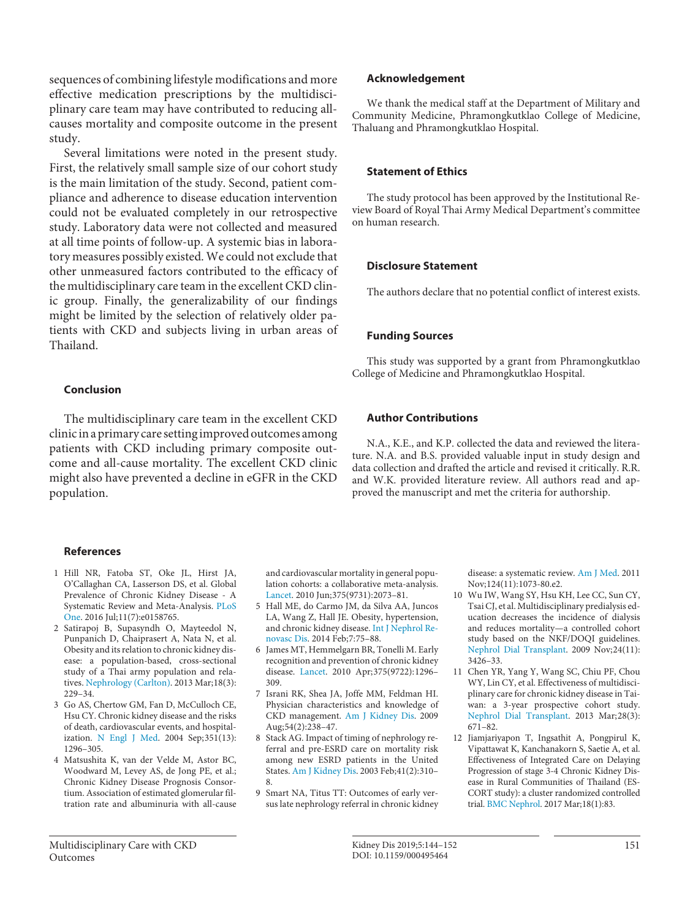sequences of combining lifestyle modifications and more effective medication prescriptions by the multidisciplinary care team may have contributed to reducing all-causes mortality and composite outcome in the present study.

Several limitations were noted in the present study. First, the relatively small sample size of our cohort study is the main limitation of the study. Second, patient compliance and adherence to disease education intervention could not be evaluated completely in our retrospective study. Laboratory data were not collected and measured at all time points of follow-up. A systemic bias in laboratory measures possibly existed. We could not exclude that other unmeasured factors contributed to the efficacy of the multidisciplinary care team in the excellent CKD clinic group. Finally, the generalizability of our findings might be limited by the selection of relatively older patients with CKD and subjects living in urban areas of Thailand.

## Conclusion

The multidisciplinary care team in the excellent CKD clinic in a primary care setting improved outcomes among patients with CKD including primary composite outcome and all-cause mortality. The excellent CKD clinic might also have prevented a decline in eGFR in the CKD population.

## Acknowledgement

We thank the medical staff at the Department of Military and Community Medicine, Phramongkutklao College of Medicine, Thaluang and Phramongkutklao Hospital.

## Statement of Ethics

The study protocol has been approved by the Institutional Review Board of Royal Thai Army Medical Department's committee on human research.

## Disclosure Statement

The authors declare that no potential conflict of interest exists.

## Funding Sources

This study was supported by a grant from Phramongkutklao College of Medicine and Phramongkutklao Hospital.

## Author Contributions

N.A., K.E., and K.P. collected the data and reviewed the literature. N.A. and B.S. provided valuable input in study design and data collection and drafted the article and revised it critically. R.R. and W.K. provided literature review. All authors read and approved the manuscript and met the criteria for authorship.

## References

1 Hill NR, Fatoba ST, Oke JL, Hirst JA, O'Callaghan CA, Lasserson DS, et al. Global Prevalence of Chronic Kidney Disease - A Systematic Review and Meta-Analysis. PLoS One. 2016 Jul;11(7):e0158765.

2 Satirapoj B, Supasyndh O, Mayteedol N, Punpanich D, Chaiprasert A, Nata N, et al. Obesity and its relation to chronic kidney disease: a population-based, cross-sectional study of a Thai army population and relatives. Nephrology (Carlton). 2013 Mar;18(3):229–34.

3 Go AS, Chertow GM, Fan D, McCulloch CE, Hsu CY. Chronic kidney disease and the risks of death, cardiovascular events, and hospitalization. N Engl J Med. 2004 Sep;351(13):1296–305.

4 Matsushita K, van der Velde M, Astor BC, Woodward M, Levey AS, de Jong PE, et al.; Chronic Kidney Disease Prognosis Consortium. Association of estimated glomerular filtration rate and albuminuria with all-cause and cardiovascular mortality in general population cohorts: a collaborative meta-analysis. Lancet. 2010 Jun;375(9731):2073–81.

5 Hall ME, do Carmo JM, da Silva AA, Juncos LA, Wang Z, Hall JE. Obesity, hypertension, and chronic kidney disease. Int J Nephrol Renovasc Dis. 2014 Feb;7:75–88.

6 James MT, Hemmelgarn BR, Tonelli M. Early recognition and prevention of chronic kidney disease. Lancet. 2010 Apr;375(9722):1296–309.

7 Israni RK, Shea JA, Joffe MM, Feldman HI. Physician characteristics and knowledge of CKD management. Am J Kidney Dis. 2009 Aug;54(2):238–47.

8 Stack AG. Impact of timing of nephrology referral and pre-ESRD care on mortality risk among new ESRD patients in the United States. Am J Kidney Dis. 2003 Feb;41(2):310–8.

9 Smart NA, Titus TT: Outcomes of early versus late nephrology referral in chronic kidney disease: a systematic review. Am J Med. 2011 Nov;124(11):1073-80.e2.

10 Wu IW, Wang SY, Hsu KH, Lee CC, Sun CY, Tsai CJ, et al. Multidisciplinary predialysis education decreases the incidence of dialysis and reduces mortality—a controlled cohort study based on the NKF/DOQI guidelines. Nephrol Dial Transplant. 2009 Nov;24(11):3426–33.

11 Chen YR, Yang Y, Wang SC, Chiu PF, Chou WY, Lin CY, et al. Effectiveness of multidisciplinary care for chronic kidney disease in Taiwan: a 3-year prospective cohort study. Nephrol Dial Transplant. 2013 Mar;28(3):671–82.

12 Jiamjariyapon T, Ingsathit A, Pongpirul K, Vipattawat K, Kanchanakorn S, Saetie A, et al. Effectiveness of Integrated Care on Delaying Progression of stage 3-4 Chronic Kidney Disease in Rural Communities of Thailand (ESCORT study): a cluster randomized controlled trial. BMC Nephrol. 2017 Mar;18(1):83.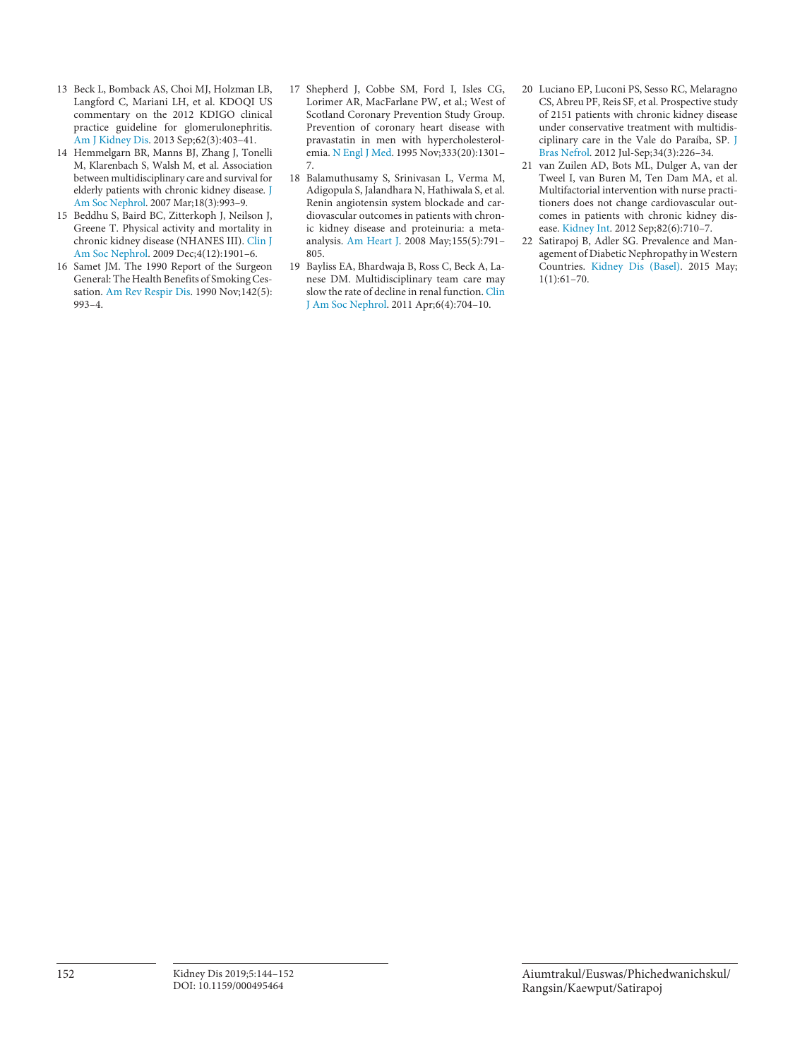13 Beck L, Bomback AS, Choi MJ, Holzman LB, Langford C, Mariani LH, et al. KDOQI US commentary on the 2012 KDIGO clinical practice guideline for glomerulonephritis. Am J Kidney Dis. 2013 Sep;62(3):403–41.

14 Hemmelgarn BR, Manns BJ, Zhang J, Tonelli M, Klarenbach S, Walsh M, et al. Association between multidisciplinary care and survival for elderly patients with chronic kidney disease. J Am Soc Nephrol. 2007 Mar;18(3):993–9.

15 Beddhu S, Baird BC, Zitterkoph J, Neilson J, Greene T. Physical activity and mortality in chronic kidney disease (NHANES III). Clin J Am Soc Nephrol. 2009 Dec;4(12):1901–6.

16 Samet JM. The 1990 Report of the Surgeon General: The Health Benefits of Smoking Cessation. Am Rev Respir Dis. 1990 Nov;142(5): 993–4.

17 Shepherd J, Cobbe SM, Ford I, Isles CG, Lorimer AR, MacFarlane PW, et al.; West of Scotland Coronary Prevention Study Group. Prevention of coronary heart disease with pravastatin in men with hypercholesterolemia. N Engl J Med. 1995 Nov;333(20):1301–7.

18 Balamuthusamy S, Srinivasan L, Verma M, Adigopula S, Jalandhara N, Hathiwala S, et al. Renin angiotensin system blockade and cardiovascular outcomes in patients with chronic kidney disease and proteinuria: a meta-analysis. Am Heart J. 2008 May;155(5):791–805.

19 Bayliss EA, Bhardwaja B, Ross C, Beck A, Lanese DM. Multidisciplinary team care may slow the rate of decline in renal function. Clin J Am Soc Nephrol. 2011 Apr;6(4):704–10.

20 Luciano EP, Luconi PS, Sesso RC, Melaragno CS, Abreu PF, Reis SF, et al. Prospective study of 2151 patients with chronic kidney disease under conservative treatment with multidisciplinary care in the Vale do Paraíba, SP. J Bras Nefrol. 2012 Jul-Sep;34(3):226–34.

21 van Zuilen AD, Bots ML, Dulger A, van der Tweel I, van Buren M, Ten Dam MA, et al. Multifactorial intervention with nurse practitioners does not change cardiovascular outcomes in patients with chronic kidney disease. Kidney Int. 2012 Sep;82(6):710–7.

22 Satirapoj B, Adler SG. Prevalence and Management of Diabetic Nephropathy in Western Countries. Kidney Dis (Basel). 2015 May; 1(1):61–70.